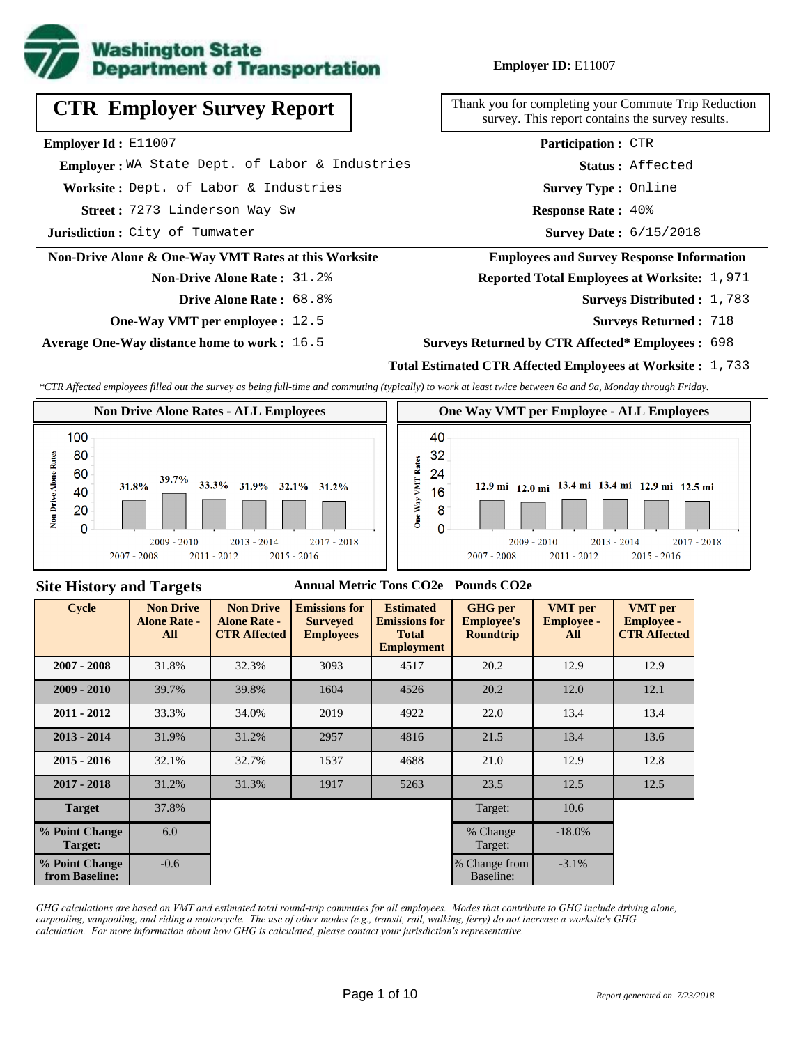Washington State Department of Transportation

**Employer ID:** E11007

# CTR Employer Survey Report

Thank you for completing your Commute Trip Reduction survey. This report contains the survey results.

**Employer Id :** E11007
**Employer :** WA State Dept. of Labor & Industries
**Worksite :** Dept. of Labor & Industries
**Street :** 7273 Linderson Way Sw
**Jurisdiction :** City of Tumwater

**Participation :** CTR
**Status :** Affected
**Survey Type :** Online
**Response Rate :** 40%
**Survey Date :** 6/15/2018

## Non-Drive Alone & One-Way VMT Rates at this Worksite

**Non-Drive Alone Rate :** 31.2%
**Drive Alone Rate :** 68.8%
**One-Way VMT per employee :** 12.5
**Average One-Way distance home to work :** 16.5

## Employees and Survey Response Information

**Reported Total Employees at Worksite:** 1,971
**Surveys Distributed :** 1,783
**Surveys Returned :** 718
**Surveys Returned by CTR Affected* Employees :** 698
**Total Estimated CTR Affected Employees at Worksite :** 1,733

*\*CTR Affected employees filled out the survey as being full-time and commuting (typically) to work at least twice between 6a and 9a, Monday through Friday.*

**Non Drive Alone Rates - ALL Employees**

| Cycle | Non Drive Alone Rate |
|---|---|
| 2007 - 2008 | 31.8% |
| 2009 - 2010 | 39.7% |
| 2011 - 2012 | 33.3% |
| 2013 - 2014 | 31.9% |
| 2015 - 2016 | 32.1% |
| 2017 - 2018 | 31.2% |

**One Way VMT per Employee - ALL Employees**

| Cycle | One Way VMT |
|---|---|
| 2007 - 2008 | 12.9 mi |
| 2009 - 2010 | 12.0 mi |
| 2011 - 2012 | 13.4 mi |
| 2013 - 2014 | 13.4 mi |
| 2015 - 2016 | 12.9 mi |
| 2017 - 2018 | 12.5 mi |

## Site History and Targets

| Cycle | Non Drive Alone Rate - All | Non Drive Alone Rate - CTR Affected | Emissions for Surveyed Employees (Annual Metric Tons CO2e) | Estimated Emissions for Total Employment (Annual Metric Tons CO2e) | GHG per Employee's Roundtrip (Pounds CO2e) | VMT per Employee - All | VMT per Employee - CTR Affected |
|---|---|---|---|---|---|---|---|
| 2007 - 2008 | 31.8% | 32.3% | 3093 | 4517 | 20.2 | 12.9 | 12.9 |
| 2009 - 2010 | 39.7% | 39.8% | 1604 | 4526 | 20.2 | 12.0 | 12.1 |
| 2011 - 2012 | 33.3% | 34.0% | 2019 | 4922 | 22.0 | 13.4 | 13.4 |
| 2013 - 2014 | 31.9% | 31.2% | 2957 | 4816 | 21.5 | 13.4 | 13.6 |
| 2015 - 2016 | 32.1% | 32.7% | 1537 | 4688 | 21.0 | 12.9 | 12.8 |
| 2017 - 2018 | 31.2% | 31.3% | 1917 | 5263 | 23.5 | 12.5 | 12.5 |
| Target | 37.8% | | | | Target: | 10.6 | |
| % Point Change Target: | 6.0 | | | | % Change Target: | -18.0% | |
| % Point Change from Baseline: | -0.6 | | | | % Change from Baseline: | -3.1% | |

*GHG calculations are based on VMT and estimated total round-trip commutes for all employees. Modes that contribute to GHG include driving alone, carpooling, vanpooling, and riding a motorcycle. The use of other modes (e.g., transit, rail, walking, ferry) do not increase a worksite's GHG calculation. For more information about how GHG is calculated, please contact your jurisdiction's representative.*

*Report generated on 7/23/2018*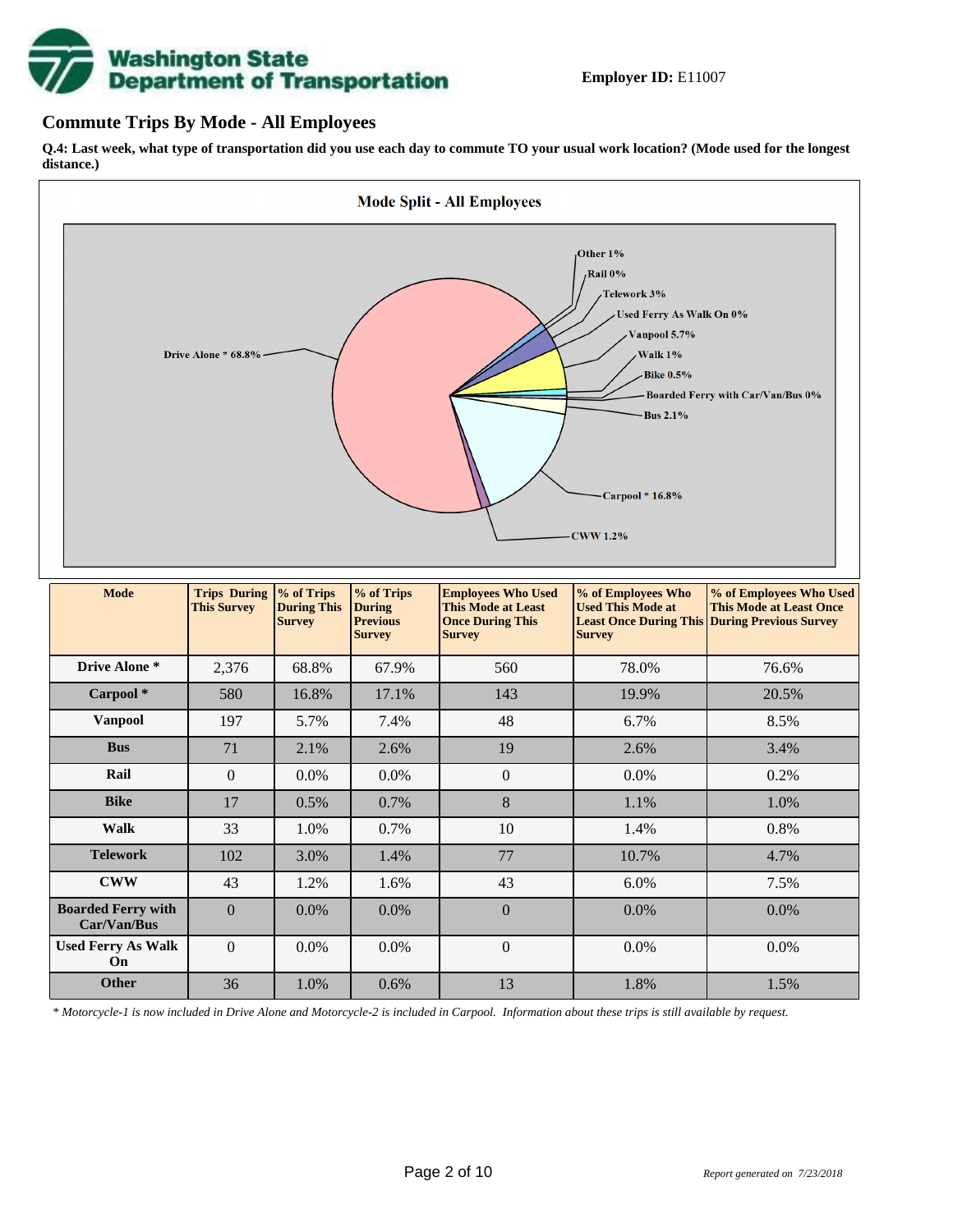**Employer ID:** E11007

## Commute Trips By Mode - All Employees

**Q.4: Last week, what type of transportation did you use each day to commute TO your usual work location? (Mode used for the longest distance.)**

**Mode Split - All Employees**

Other 1%
Rail 0%
Telework 3%
Used Ferry As Walk On 0%
Vanpool 5.7%
Walk 1%
Bike 0.5%
Boarded Ferry with Car/Van/Bus 0%
Bus 2.1%
Carpool * 16.8%
CWW 1.2%
Drive Alone * 68.8%

| Mode | Trips During This Survey | % of Trips During This Survey | % of Trips During Previous Survey | Employees Who Used This Mode at Least Once During This Survey | % of Employees Who Used This Mode at Least Once During This Survey | % of Employees Who Used This Mode at Least Once During Previous Survey |
|---|---|---|---|---|---|---|
| Drive Alone * | 2,376 | 68.8% | 67.9% | 560 | 78.0% | 76.6% |
| Carpool * | 580 | 16.8% | 17.1% | 143 | 19.9% | 20.5% |
| Vanpool | 197 | 5.7% | 7.4% | 48 | 6.7% | 8.5% |
| Bus | 71 | 2.1% | 2.6% | 19 | 2.6% | 3.4% |
| Rail | 0 | 0.0% | 0.0% | 0 | 0.0% | 0.2% |
| Bike | 17 | 0.5% | 0.7% | 8 | 1.1% | 1.0% |
| Walk | 33 | 1.0% | 0.7% | 10 | 1.4% | 0.8% |
| Telework | 102 | 3.0% | 1.4% | 77 | 10.7% | 4.7% |
| CWW | 43 | 1.2% | 1.6% | 43 | 6.0% | 7.5% |
| Boarded Ferry with Car/Van/Bus | 0 | 0.0% | 0.0% | 0 | 0.0% | 0.0% |
| Used Ferry As Walk On | 0 | 0.0% | 0.0% | 0 | 0.0% | 0.0% |
| Other | 36 | 1.0% | 0.6% | 13 | 1.8% | 1.5% |

*\* Motorcycle-1 is now included in Drive Alone and Motorcycle-2 is included in Carpool. Information about these trips is still available by request.*

*Report generated on 7/23/2018*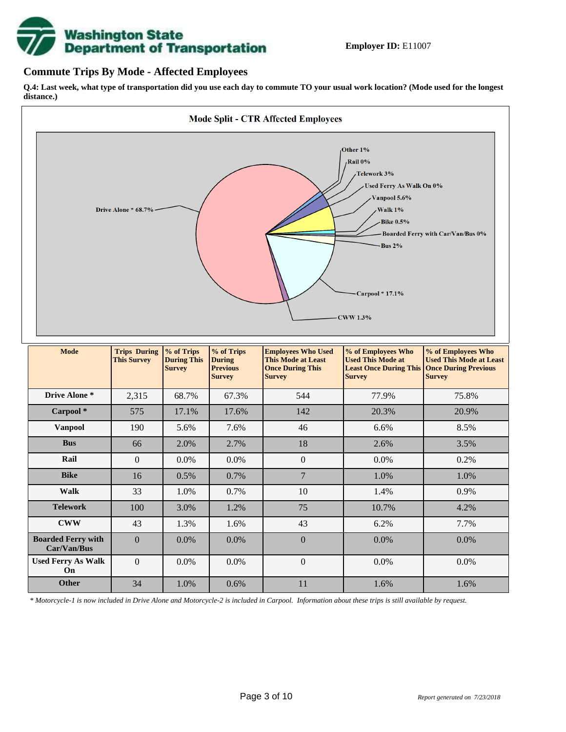**Employer ID:** E11007

## Commute Trips By Mode - Affected Employees

**Q.4: Last week, what type of transportation did you use each day to commute TO your usual work location? (Mode used for the longest distance.)**

**Mode Split - CTR Affected Employees**

Drive Alone * 68.7%
Other 1%
Rail 0%
Telework 3%
Used Ferry As Walk On 0%
Vanpool 5.6%
Walk 1%
Bike 0.5%
Boarded Ferry with Car/Van/Bus 0%
Bus 2%
Carpool * 17.1%
CWW 1.3%

| Mode | Trips During This Survey | % of Trips During This Survey | % of Trips During Previous Survey | Employees Who Used This Mode at Least Once During This Survey | % of Employees Who Used This Mode at Least Once During This Survey | % of Employees Who Used This Mode at Least Once During Previous Survey |
|---|---|---|---|---|---|---|
| **Drive Alone *** | 2,315 | 68.7% | 67.3% | 544 | 77.9% | 75.8% |
| **Carpool *** | 575 | 17.1% | 17.6% | 142 | 20.3% | 20.9% |
| **Vanpool** | 190 | 5.6% | 7.6% | 46 | 6.6% | 8.5% |
| **Bus** | 66 | 2.0% | 2.7% | 18 | 2.6% | 3.5% |
| **Rail** | 0 | 0.0% | 0.0% | 0 | 0.0% | 0.2% |
| **Bike** | 16 | 0.5% | 0.7% | 7 | 1.0% | 1.0% |
| **Walk** | 33 | 1.0% | 0.7% | 10 | 1.4% | 0.9% |
| **Telework** | 100 | 3.0% | 1.2% | 75 | 10.7% | 4.2% |
| **CWW** | 43 | 1.3% | 1.6% | 43 | 6.2% | 7.7% |
| **Boarded Ferry with Car/Van/Bus** | 0 | 0.0% | 0.0% | 0 | 0.0% | 0.0% |
| **Used Ferry As Walk On** | 0 | 0.0% | 0.0% | 0 | 0.0% | 0.0% |
| **Other** | 34 | 1.0% | 0.6% | 11 | 1.6% | 1.6% |

*\* Motorcycle-1 is now included in Drive Alone and Motorcycle-2 is included in Carpool. Information about these trips is still available by request.*

*Report generated on 7/23/2018*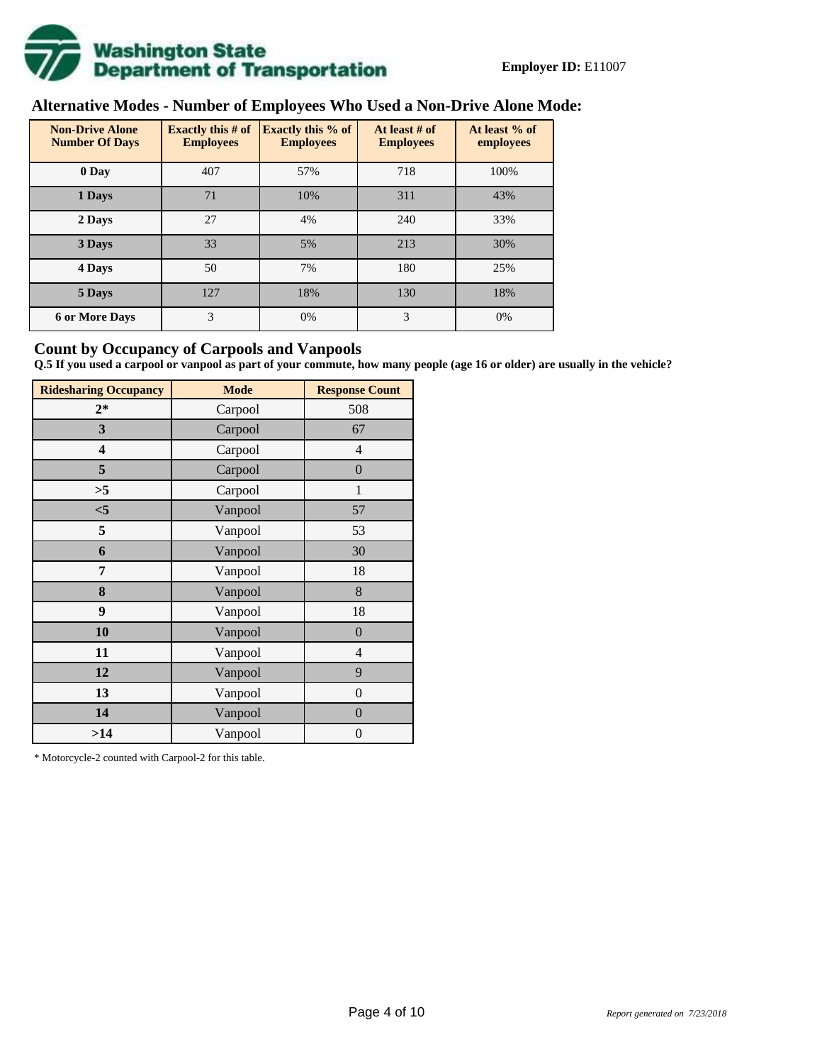**Employer ID:** E11007

## Alternative Modes - Number of Employees Who Used a Non-Drive Alone Mode:

| Non-Drive Alone Number Of Days | Exactly this # of Employees | Exactly this % of Employees | At least # of Employees | At least % of employees |
|---|---|---|---|---|
| 0 Day | 407 | 57% | 718 | 100% |
| 1 Days | 71 | 10% | 311 | 43% |
| 2 Days | 27 | 4% | 240 | 33% |
| 3 Days | 33 | 5% | 213 | 30% |
| 4 Days | 50 | 7% | 180 | 25% |
| 5 Days | 127 | 18% | 130 | 18% |
| 6 or More Days | 3 | 0% | 3 | 0% |

## Count by Occupancy of Carpools and Vanpools

**Q.5 If you used a carpool or vanpool as part of your commute, how many people (age 16 or older) are usually in the vehicle?**

| Ridesharing Occupancy | Mode | Response Count |
|---|---|---|
| 2* | Carpool | 508 |
| 3 | Carpool | 67 |
| 4 | Carpool | 4 |
| 5 | Carpool | 0 |
| >5 | Carpool | 1 |
| <5 | Vanpool | 57 |
| 5 | Vanpool | 53 |
| 6 | Vanpool | 30 |
| 7 | Vanpool | 18 |
| 8 | Vanpool | 8 |
| 9 | Vanpool | 18 |
| 10 | Vanpool | 0 |
| 11 | Vanpool | 4 |
| 12 | Vanpool | 9 |
| 13 | Vanpool | 0 |
| 14 | Vanpool | 0 |
| >14 | Vanpool | 0 |

* Motorcycle-2 counted with Carpool-2 for this table.

*Report generated on 7/23/2018*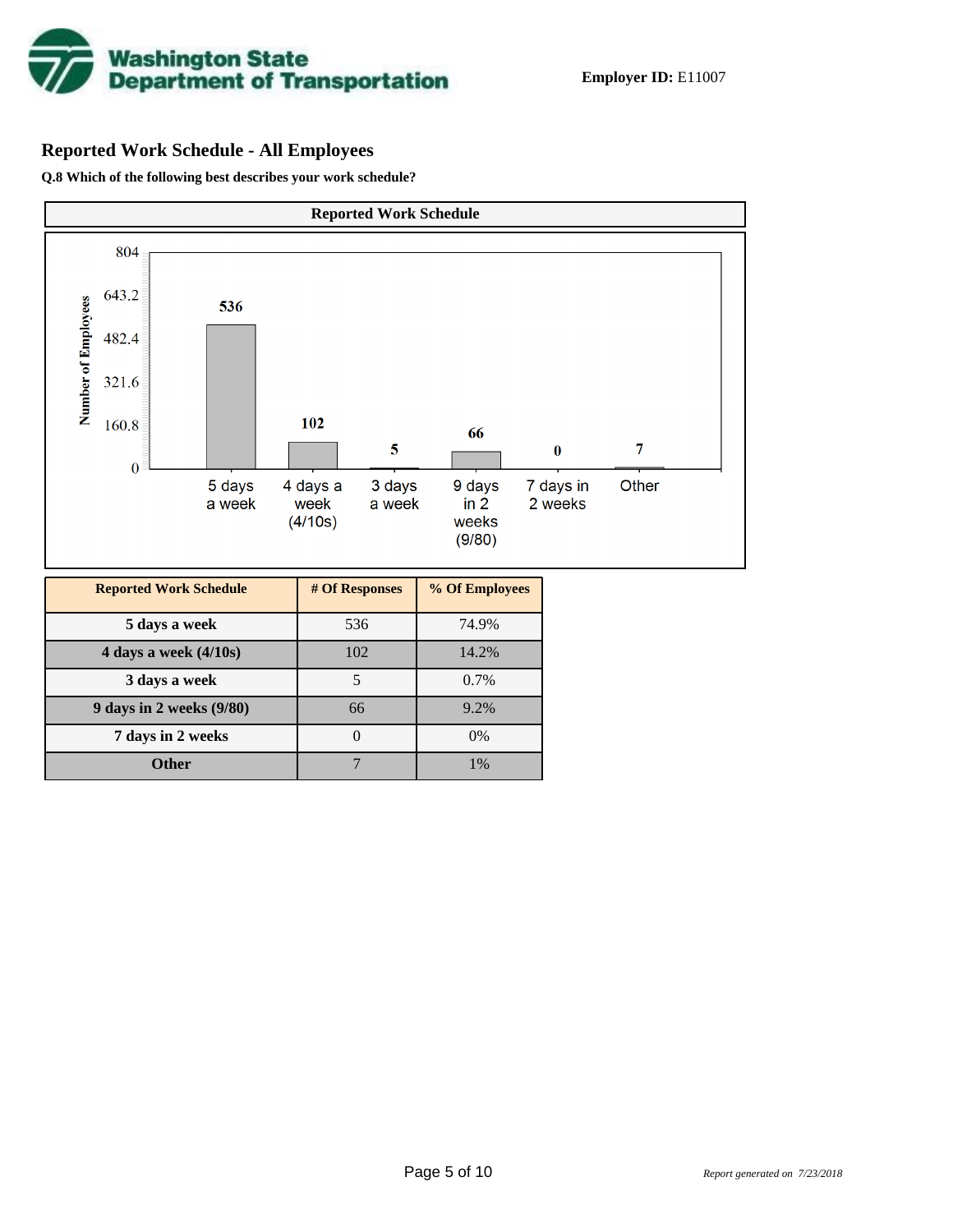**Employer ID:** E11007

## Reported Work Schedule - All Employees

**Q.8 Which of the following best describes your work schedule?**

**Reported Work Schedule**

| Reported Work Schedule | # Of Responses | % Of Employees |
|---|---|---|
| 5 days a week | 536 | 74.9% |
| 4 days a week (4/10s) | 102 | 14.2% |
| 3 days a week | 5 | 0.7% |
| 9 days in 2 weeks (9/80) | 66 | 9.2% |
| 7 days in 2 weeks | 0 | 0% |
| Other | 7 | 1% |

*Report generated on 7/23/2018*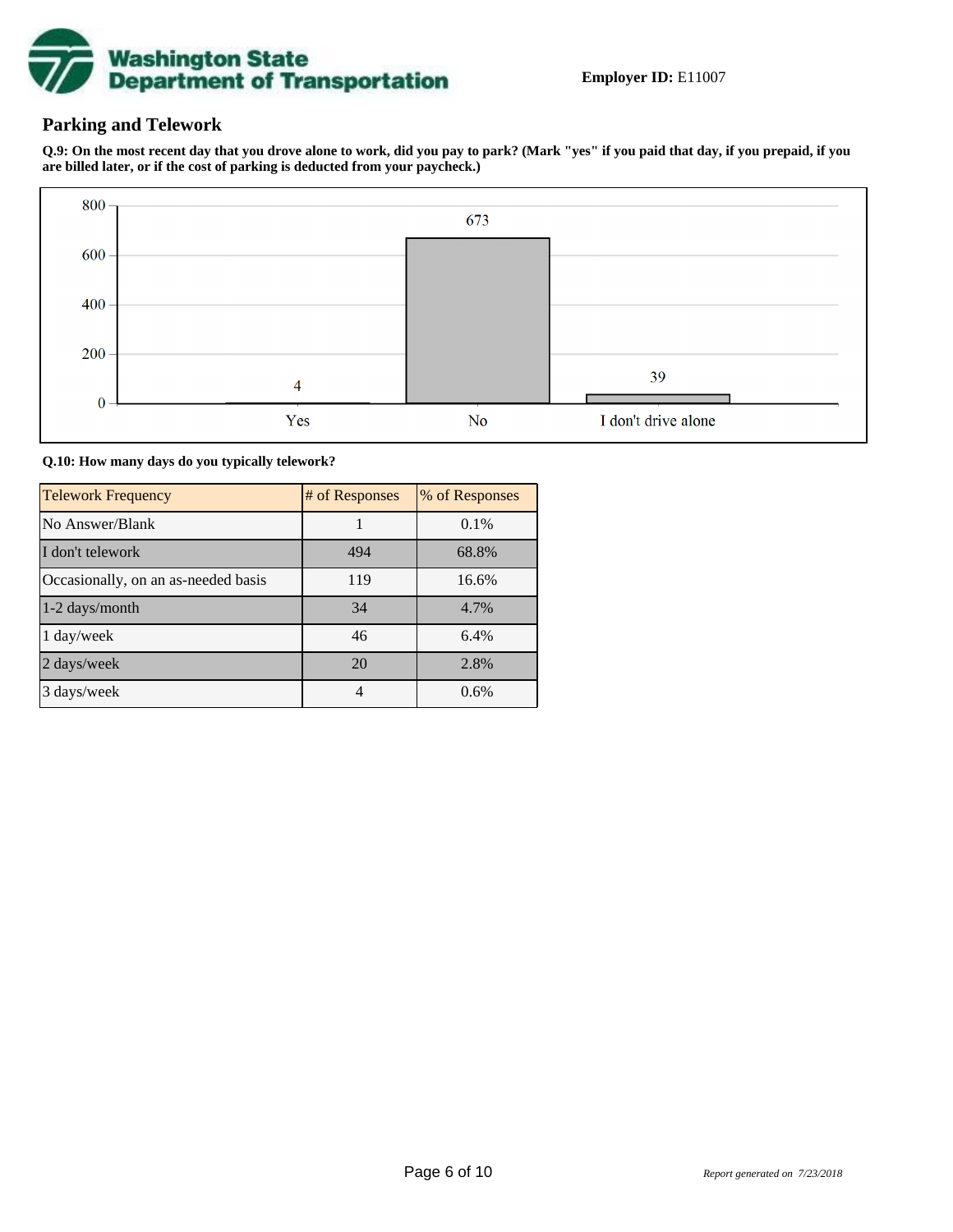**Employer ID:** E11007

## Parking and Telework

**Q.9: On the most recent day that you drove alone to work, did you pay to park? (Mark "yes" if you paid that day, if you prepaid, if you are billed later, or if the cost of parking is deducted from your paycheck.)**

| Response | # of Responses |
|---|---|
| Yes | 4 |
| No | 673 |
| I don't drive alone | 39 |

**Q.10: How many days do you typically telework?**

| Telework Frequency | # of Responses | % of Responses |
|---|---|---|
| No Answer/Blank | 1 | 0.1% |
| I don't telework | 494 | 68.8% |
| Occasionally, on an as-needed basis | 119 | 16.6% |
| 1-2 days/month | 34 | 4.7% |
| 1 day/week | 46 | 6.4% |
| 2 days/week | 20 | 2.8% |
| 3 days/week | 4 | 0.6% |

*Report generated on 7/23/2018*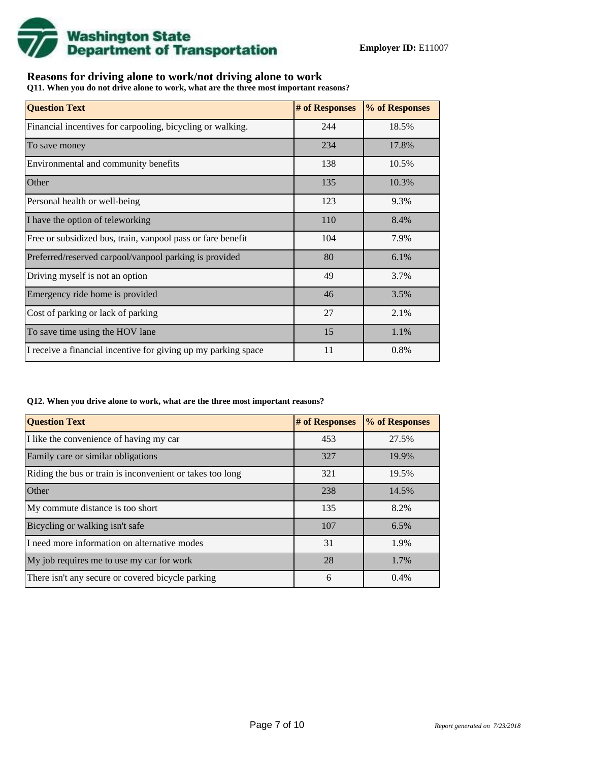**Washington State Department of Transportation**

**Employer ID:** E11007

## Reasons for driving alone to work/not driving alone to work

**Q11. When you do not drive alone to work, what are the three most important reasons?**

| Question Text | # of Responses | % of Responses |
|---|---|---|
| Financial incentives for carpooling, bicycling or walking. | 244 | 18.5% |
| To save money | 234 | 17.8% |
| Environmental and community benefits | 138 | 10.5% |
| Other | 135 | 10.3% |
| Personal health or well-being | 123 | 9.3% |
| I have the option of teleworking | 110 | 8.4% |
| Free or subsidized bus, train, vanpool pass or fare benefit | 104 | 7.9% |
| Preferred/reserved carpool/vanpool parking is provided | 80 | 6.1% |
| Driving myself is not an option | 49 | 3.7% |
| Emergency ride home is provided | 46 | 3.5% |
| Cost of parking or lack of parking | 27 | 2.1% |
| To save time using the HOV lane | 15 | 1.1% |
| I receive a financial incentive for giving up my parking space | 11 | 0.8% |

**Q12. When you drive alone to work, what are the three most important reasons?**

| Question Text | # of Responses | % of Responses |
|---|---|---|
| I like the convenience of having my car | 453 | 27.5% |
| Family care or similar obligations | 327 | 19.9% |
| Riding the bus or train is inconvenient or takes too long | 321 | 19.5% |
| Other | 238 | 14.5% |
| My commute distance is too short | 135 | 8.2% |
| Bicycling or walking isn't safe | 107 | 6.5% |
| I need more information on alternative modes | 31 | 1.9% |
| My job requires me to use my car for work | 28 | 1.7% |
| There isn't any secure or covered bicycle parking | 6 | 0.4% |

*Report generated on 7/23/2018*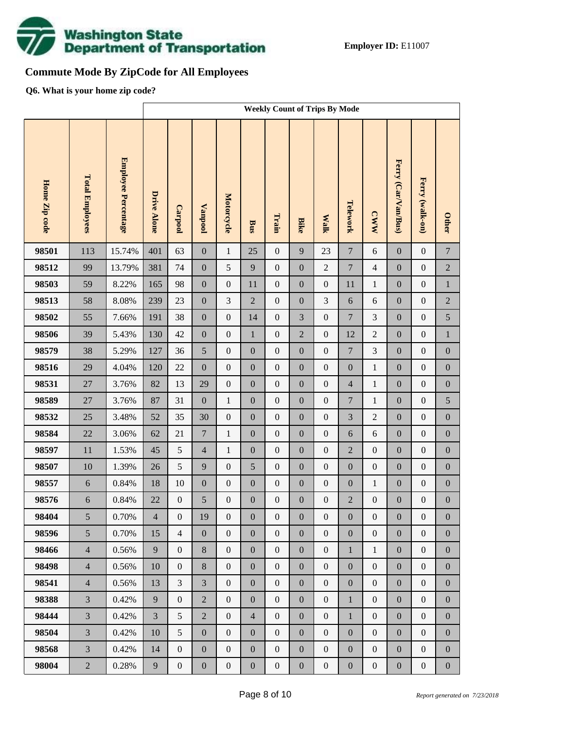**Employer ID:** E11007

## Commute Mode By ZipCode for All Employees

**Q6. What is your home zip code?**

| | | | Weekly Count of Trips By Mode | | | | | | | | | | | | |
|---|---|---|---|---|---|---|---|---|---|---|---|---|---|---|---|
| Home Zip code | Total Employees | Employee Percentage | Drive Alone | Carpool | Vanpool | Motorcycle | Bus | Train | Bike | Walk | Telework | CWW | Ferry (Car/Van/Bus) | Ferry (walk-on) | Other |
| 98501 | 113 | 15.74% | 401 | 63 | 0 | 1 | 25 | 0 | 9 | 23 | 7 | 6 | 0 | 0 | 7 |
| 98512 | 99 | 13.79% | 381 | 74 | 0 | 5 | 9 | 0 | 0 | 2 | 7 | 4 | 0 | 0 | 2 |
| 98503 | 59 | 8.22% | 165 | 98 | 0 | 0 | 11 | 0 | 0 | 0 | 11 | 1 | 0 | 0 | 1 |
| 98513 | 58 | 8.08% | 239 | 23 | 0 | 3 | 2 | 0 | 0 | 3 | 6 | 6 | 0 | 0 | 2 |
| 98502 | 55 | 7.66% | 191 | 38 | 0 | 0 | 14 | 0 | 3 | 0 | 7 | 3 | 0 | 0 | 5 |
| 98506 | 39 | 5.43% | 130 | 42 | 0 | 0 | 1 | 0 | 2 | 0 | 12 | 2 | 0 | 0 | 1 |
| 98579 | 38 | 5.29% | 127 | 36 | 5 | 0 | 0 | 0 | 0 | 0 | 7 | 3 | 0 | 0 | 0 |
| 98516 | 29 | 4.04% | 120 | 22 | 0 | 0 | 0 | 0 | 0 | 0 | 0 | 1 | 0 | 0 | 0 |
| 98531 | 27 | 3.76% | 82 | 13 | 29 | 0 | 0 | 0 | 0 | 0 | 4 | 1 | 0 | 0 | 0 |
| 98589 | 27 | 3.76% | 87 | 31 | 0 | 1 | 0 | 0 | 0 | 0 | 7 | 1 | 0 | 0 | 5 |
| 98532 | 25 | 3.48% | 52 | 35 | 30 | 0 | 0 | 0 | 0 | 0 | 3 | 2 | 0 | 0 | 0 |
| 98584 | 22 | 3.06% | 62 | 21 | 7 | 1 | 0 | 0 | 0 | 0 | 6 | 6 | 0 | 0 | 0 |
| 98597 | 11 | 1.53% | 45 | 5 | 4 | 1 | 0 | 0 | 0 | 0 | 2 | 0 | 0 | 0 | 0 |
| 98507 | 10 | 1.39% | 26 | 5 | 9 | 0 | 5 | 0 | 0 | 0 | 0 | 0 | 0 | 0 | 0 |
| 98557 | 6 | 0.84% | 18 | 10 | 0 | 0 | 0 | 0 | 0 | 0 | 0 | 1 | 0 | 0 | 0 |
| 98576 | 6 | 0.84% | 22 | 0 | 5 | 0 | 0 | 0 | 0 | 0 | 2 | 0 | 0 | 0 | 0 |
| 98404 | 5 | 0.70% | 4 | 0 | 19 | 0 | 0 | 0 | 0 | 0 | 0 | 0 | 0 | 0 | 0 |
| 98596 | 5 | 0.70% | 15 | 4 | 0 | 0 | 0 | 0 | 0 | 0 | 0 | 0 | 0 | 0 | 0 |
| 98466 | 4 | 0.56% | 9 | 0 | 8 | 0 | 0 | 0 | 0 | 0 | 1 | 1 | 0 | 0 | 0 |
| 98498 | 4 | 0.56% | 10 | 0 | 8 | 0 | 0 | 0 | 0 | 0 | 0 | 0 | 0 | 0 | 0 |
| 98541 | 4 | 0.56% | 13 | 3 | 3 | 0 | 0 | 0 | 0 | 0 | 0 | 0 | 0 | 0 | 0 |
| 98388 | 3 | 0.42% | 9 | 0 | 2 | 0 | 0 | 0 | 0 | 0 | 1 | 0 | 0 | 0 | 0 |
| 98444 | 3 | 0.42% | 3 | 5 | 2 | 0 | 4 | 0 | 0 | 0 | 1 | 0 | 0 | 0 | 0 |
| 98504 | 3 | 0.42% | 10 | 5 | 0 | 0 | 0 | 0 | 0 | 0 | 0 | 0 | 0 | 0 | 0 |
| 98568 | 3 | 0.42% | 14 | 0 | 0 | 0 | 0 | 0 | 0 | 0 | 0 | 0 | 0 | 0 | 0 |
| 98004 | 2 | 0.28% | 9 | 0 | 0 | 0 | 0 | 0 | 0 | 0 | 0 | 0 | 0 | 0 | 0 |

*Report generated on 7/23/2018*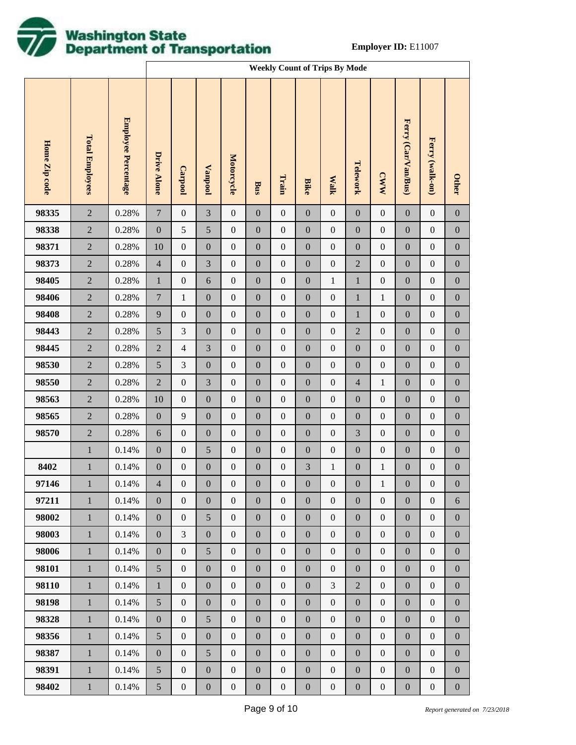**Employer ID:** E11007

| | | | Weekly Count of Trips By Mode | | | | | | | | | | | | |
|---|---|---|---|---|---|---|---|---|---|---|---|---|---|---|---|
| Home Zip code | Total Employees | Employee Percentage | Drive Alone | Carpool | Vanpool | Motorcycle | Bus | Train | Bike | Walk | Telework | CWW | Ferry (Car/Van/Bus) | Ferry (walk-on) | Other |
| 98335 | 2 | 0.28% | 7 | 0 | 3 | 0 | 0 | 0 | 0 | 0 | 0 | 0 | 0 | 0 | 0 |
| 98338 | 2 | 0.28% | 0 | 5 | 5 | 0 | 0 | 0 | 0 | 0 | 0 | 0 | 0 | 0 | 0 |
| 98371 | 2 | 0.28% | 10 | 0 | 0 | 0 | 0 | 0 | 0 | 0 | 0 | 0 | 0 | 0 | 0 |
| 98373 | 2 | 0.28% | 4 | 0 | 3 | 0 | 0 | 0 | 0 | 0 | 2 | 0 | 0 | 0 | 0 |
| 98405 | 2 | 0.28% | 1 | 0 | 6 | 0 | 0 | 0 | 0 | 1 | 1 | 0 | 0 | 0 | 0 |
| 98406 | 2 | 0.28% | 7 | 1 | 0 | 0 | 0 | 0 | 0 | 0 | 1 | 1 | 0 | 0 | 0 |
| 98408 | 2 | 0.28% | 9 | 0 | 0 | 0 | 0 | 0 | 0 | 0 | 1 | 0 | 0 | 0 | 0 |
| 98443 | 2 | 0.28% | 5 | 3 | 0 | 0 | 0 | 0 | 0 | 0 | 2 | 0 | 0 | 0 | 0 |
| 98445 | 2 | 0.28% | 2 | 4 | 3 | 0 | 0 | 0 | 0 | 0 | 0 | 0 | 0 | 0 | 0 |
| 98530 | 2 | 0.28% | 5 | 3 | 0 | 0 | 0 | 0 | 0 | 0 | 0 | 0 | 0 | 0 | 0 |
| 98550 | 2 | 0.28% | 2 | 0 | 3 | 0 | 0 | 0 | 0 | 0 | 4 | 1 | 0 | 0 | 0 |
| 98563 | 2 | 0.28% | 10 | 0 | 0 | 0 | 0 | 0 | 0 | 0 | 0 | 0 | 0 | 0 | 0 |
| 98565 | 2 | 0.28% | 0 | 9 | 0 | 0 | 0 | 0 | 0 | 0 | 0 | 0 | 0 | 0 | 0 |
| 98570 | 2 | 0.28% | 6 | 0 | 0 | 0 | 0 | 0 | 0 | 0 | 3 | 0 | 0 | 0 | 0 |
| | 1 | 0.14% | 0 | 0 | 5 | 0 | 0 | 0 | 0 | 0 | 0 | 0 | 0 | 0 | 0 |
| 8402 | 1 | 0.14% | 0 | 0 | 0 | 0 | 0 | 0 | 3 | 1 | 0 | 1 | 0 | 0 | 0 |
| 97146 | 1 | 0.14% | 4 | 0 | 0 | 0 | 0 | 0 | 0 | 0 | 0 | 1 | 0 | 0 | 0 |
| 97211 | 1 | 0.14% | 0 | 0 | 0 | 0 | 0 | 0 | 0 | 0 | 0 | 0 | 0 | 0 | 6 |
| 98002 | 1 | 0.14% | 0 | 0 | 5 | 0 | 0 | 0 | 0 | 0 | 0 | 0 | 0 | 0 | 0 |
| 98003 | 1 | 0.14% | 0 | 3 | 0 | 0 | 0 | 0 | 0 | 0 | 0 | 0 | 0 | 0 | 0 |
| 98006 | 1 | 0.14% | 0 | 0 | 5 | 0 | 0 | 0 | 0 | 0 | 0 | 0 | 0 | 0 | 0 |
| 98101 | 1 | 0.14% | 5 | 0 | 0 | 0 | 0 | 0 | 0 | 0 | 0 | 0 | 0 | 0 | 0 |
| 98110 | 1 | 0.14% | 1 | 0 | 0 | 0 | 0 | 0 | 0 | 3 | 2 | 0 | 0 | 0 | 0 |
| 98198 | 1 | 0.14% | 5 | 0 | 0 | 0 | 0 | 0 | 0 | 0 | 0 | 0 | 0 | 0 | 0 |
| 98328 | 1 | 0.14% | 0 | 0 | 5 | 0 | 0 | 0 | 0 | 0 | 0 | 0 | 0 | 0 | 0 |
| 98356 | 1 | 0.14% | 5 | 0 | 0 | 0 | 0 | 0 | 0 | 0 | 0 | 0 | 0 | 0 | 0 |
| 98387 | 1 | 0.14% | 0 | 0 | 5 | 0 | 0 | 0 | 0 | 0 | 0 | 0 | 0 | 0 | 0 |
| 98391 | 1 | 0.14% | 5 | 0 | 0 | 0 | 0 | 0 | 0 | 0 | 0 | 0 | 0 | 0 | 0 |
| 98402 | 1 | 0.14% | 5 | 0 | 0 | 0 | 0 | 0 | 0 | 0 | 0 | 0 | 0 | 0 | 0 |

*Report generated on 7/23/2018*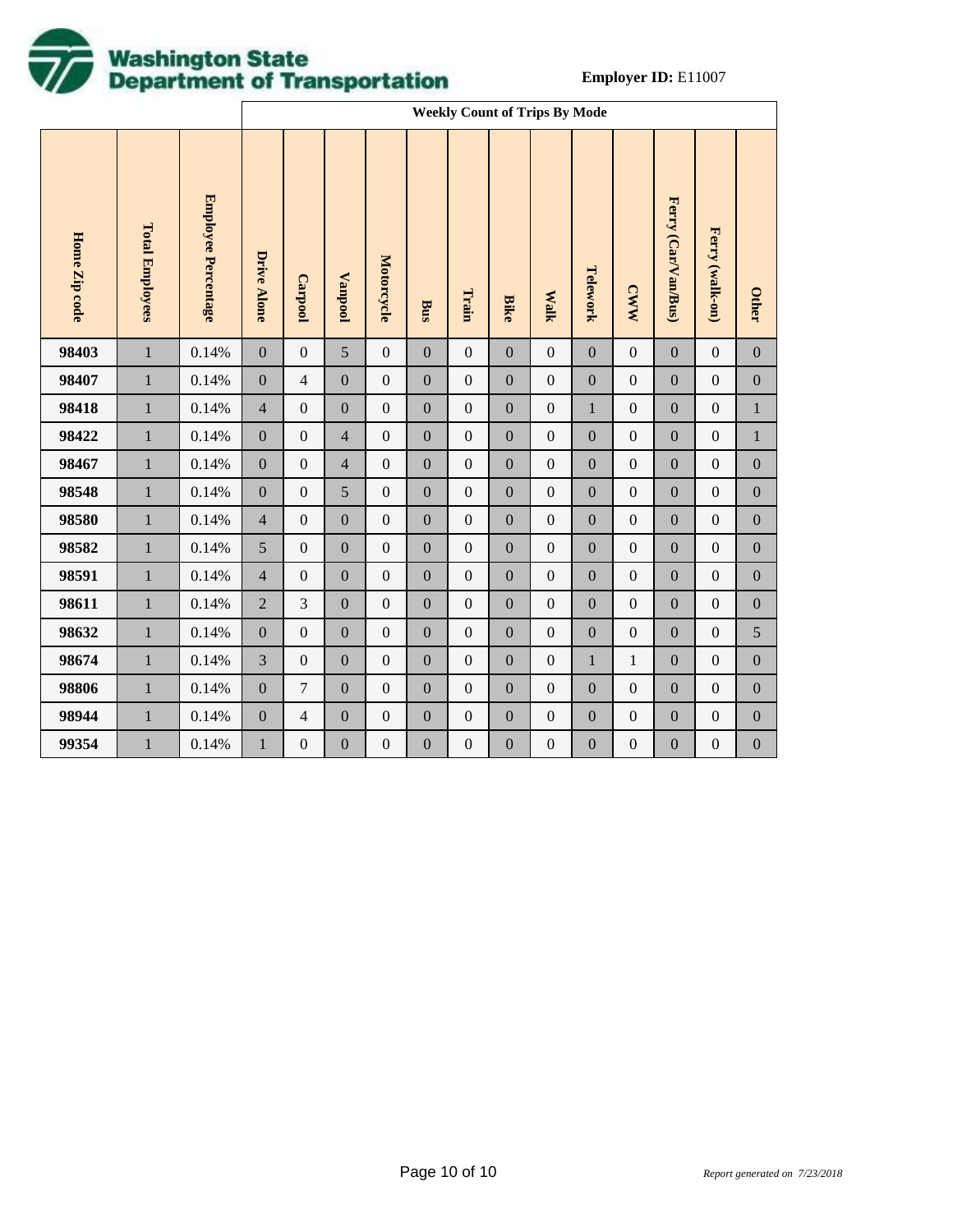**Washington State Department of Transportation**

**Employer ID:** E11007

| | | | Weekly Count of Trips By Mode | | | | | | | | | | | | |
|---|---|---|---|---|---|---|---|---|---|---|---|---|---|---|---|
| **Home Zip code** | **Total Employees** | **Employee Percentage** | **Drive Alone** | **Carpool** | **Vanpool** | **Motorcycle** | **Bus** | **Train** | **Bike** | **Walk** | **Telework** | **CWW** | **Ferry (Car/Van/Bus)** | **Ferry (walk-on)** | **Other** |
| **98403** | 1 | 0.14% | 0 | 0 | 5 | 0 | 0 | 0 | 0 | 0 | 0 | 0 | 0 | 0 | 0 |
| **98407** | 1 | 0.14% | 0 | 4 | 0 | 0 | 0 | 0 | 0 | 0 | 0 | 0 | 0 | 0 | 0 |
| **98418** | 1 | 0.14% | 4 | 0 | 0 | 0 | 0 | 0 | 0 | 0 | 1 | 0 | 0 | 0 | 1 |
| **98422** | 1 | 0.14% | 0 | 0 | 4 | 0 | 0 | 0 | 0 | 0 | 0 | 0 | 0 | 0 | 1 |
| **98467** | 1 | 0.14% | 0 | 0 | 4 | 0 | 0 | 0 | 0 | 0 | 0 | 0 | 0 | 0 | 0 |
| **98548** | 1 | 0.14% | 0 | 0 | 5 | 0 | 0 | 0 | 0 | 0 | 0 | 0 | 0 | 0 | 0 |
| **98580** | 1 | 0.14% | 4 | 0 | 0 | 0 | 0 | 0 | 0 | 0 | 0 | 0 | 0 | 0 | 0 |
| **98582** | 1 | 0.14% | 5 | 0 | 0 | 0 | 0 | 0 | 0 | 0 | 0 | 0 | 0 | 0 | 0 |
| **98591** | 1 | 0.14% | 4 | 0 | 0 | 0 | 0 | 0 | 0 | 0 | 0 | 0 | 0 | 0 | 0 |
| **98611** | 1 | 0.14% | 2 | 3 | 0 | 0 | 0 | 0 | 0 | 0 | 0 | 0 | 0 | 0 | 0 |
| **98632** | 1 | 0.14% | 0 | 0 | 0 | 0 | 0 | 0 | 0 | 0 | 0 | 0 | 0 | 0 | 5 |
| **98674** | 1 | 0.14% | 3 | 0 | 0 | 0 | 0 | 0 | 0 | 0 | 1 | 1 | 0 | 0 | 0 |
| **98806** | 1 | 0.14% | 0 | 7 | 0 | 0 | 0 | 0 | 0 | 0 | 0 | 0 | 0 | 0 | 0 |
| **98944** | 1 | 0.14% | 0 | 4 | 0 | 0 | 0 | 0 | 0 | 0 | 0 | 0 | 0 | 0 | 0 |
| **99354** | 1 | 0.14% | 1 | 0 | 0 | 0 | 0 | 0 | 0 | 0 | 0 | 0 | 0 | 0 | 0 |

*Report generated on 7/23/2018*